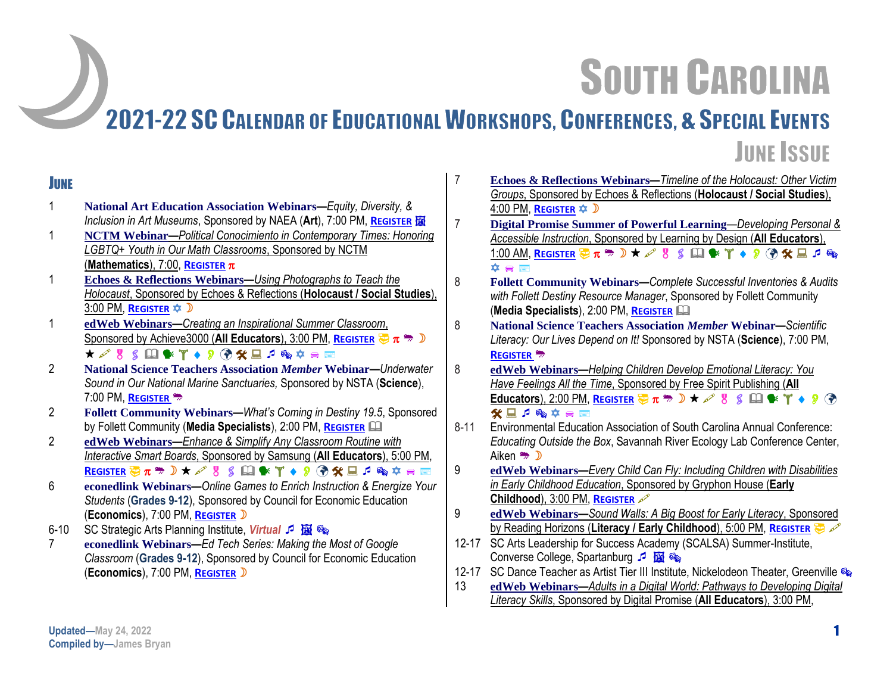# South Carolina

## 2021-22 SC Calendar of Educational Workshops, Conferences, & Special Events

### June Issue

## June

1 **National Art Education Association Webinars—***Equity, Diversity, & Inclusion in Art Museums*, Sponsored by NAEA (**Art**), 7:00 PM, **REGISTER**

1 **NCTM Webinar—***Political Conocimiento in Contemporary Times: Honoring LGBTQ+ Youth in Our Math Classrooms*, Sponsored by NCTM (**Mathematics**), 7:00, **REGISTER** π

1 **Echoes & Reflections Webinars—***Using Photographs to Teach the Holocaust*, Sponsored by Echoes & Reflections (**Holocaust / Social Studies**), 3:00 PM, **REGISTER**

1 **edWeb Webinars—***Creating an Inspirational Summer Classroom*, Sponsored by Achieve3000 (**All Educators**), 3:00 PM, **REGISTER** π ★

2 **National Science Teachers Association *Member* Webinar—***Underwater Sound in Our National Marine Sanctuaries,* Sponsored by NSTA (**Science**), 7:00 PM, **REGISTER**

2 **Follett Community Webinars—***What's Coming in Destiny 19.5*, Sponsored by Follett Community (**Media Specialists**), 2:00 PM, **REGISTER**

2 **edWeb Webinars—***Enhance & Simplify Any Classroom Routine with Interactive Smart Boards*, Sponsored by Samsung (**All Educators**), 5:00 PM, **REGISTER** π ★

6 **econedlink Webinars—***Online Games to Enrich Instruction & Energize Your Students* (**Grades 9-12**), Sponsored by Council for Economic Education (**Economics**), 7:00 PM, **REGISTER**

6-10 SC Strategic Arts Planning Institute, ***Virtual***

7 **econedlink Webinars—***Ed Tech Series: Making the Most of Google Classroom* (**Grades 9-12**), Sponsored by Council for Economic Education (**Economics**), 7:00 PM, **REGISTER**

7 **Echoes & Reflections Webinars—***Timeline of the Holocaust: Other Victim Groups*, Sponsored by Echoes & Reflections (**Holocaust / Social Studies**), 4:00 PM, **REGISTER**

7 **Digital Promise Summer of Powerful Learning**—*Developing Personal & Accessible Instruction*, Sponsored by Learning by Design (**All Educators**), 1:00 AM, **REGISTER** π ★

8 **Follett Community Webinars—***Complete Successful Inventories & Audits with Follett Destiny Resource Manager*, Sponsored by Follett Community (**Media Specialists**), 2:00 PM, **REGISTER**

8 **National Science Teachers Association *Member* Webinar—***Scientific Literacy: Our Lives Depend on It!* Sponsored by NSTA (**Science**), 7:00 PM, **REGISTER**

8 **edWeb Webinars—***Helping Children Develop Emotional Literacy: You Have Feelings All the Time*, Sponsored by Free Spirit Publishing (**All Educators**), 2:00 PM, **REGISTER** π ★

8-11 Environmental Education Association of South Carolina Annual Conference: *Educating Outside the Box*, Savannah River Ecology Lab Conference Center, Aiken

9 **edWeb Webinars—***Every Child Can Fly: Including Children with Disabilities in Early Childhood Education*, Sponsored by Gryphon House (**Early Childhood**), 3:00 PM, **REGISTER**

9 **edWeb Webinars—***Sound Walls: A Big Boost for Early Literacy*, Sponsored by Reading Horizons (**Literacy / Early Childhood**), 5:00 PM, **REGISTER**

12-17 SC Arts Leadership for Success Academy (SCALSA) Summer-Institute, Converse College, Spartanburg

12-17 SC Dance Teacher as Artist Tier III Institute, Nickelodeon Theater, Greenville

13 **edWeb Webinars—***Adults in a Digital World: Pathways to Developing Digital Literacy Skills*, Sponsored by Digital Promise (**All Educators**), 3:00 PM,

Updated—May 24, 2022
Compiled by—James Bryan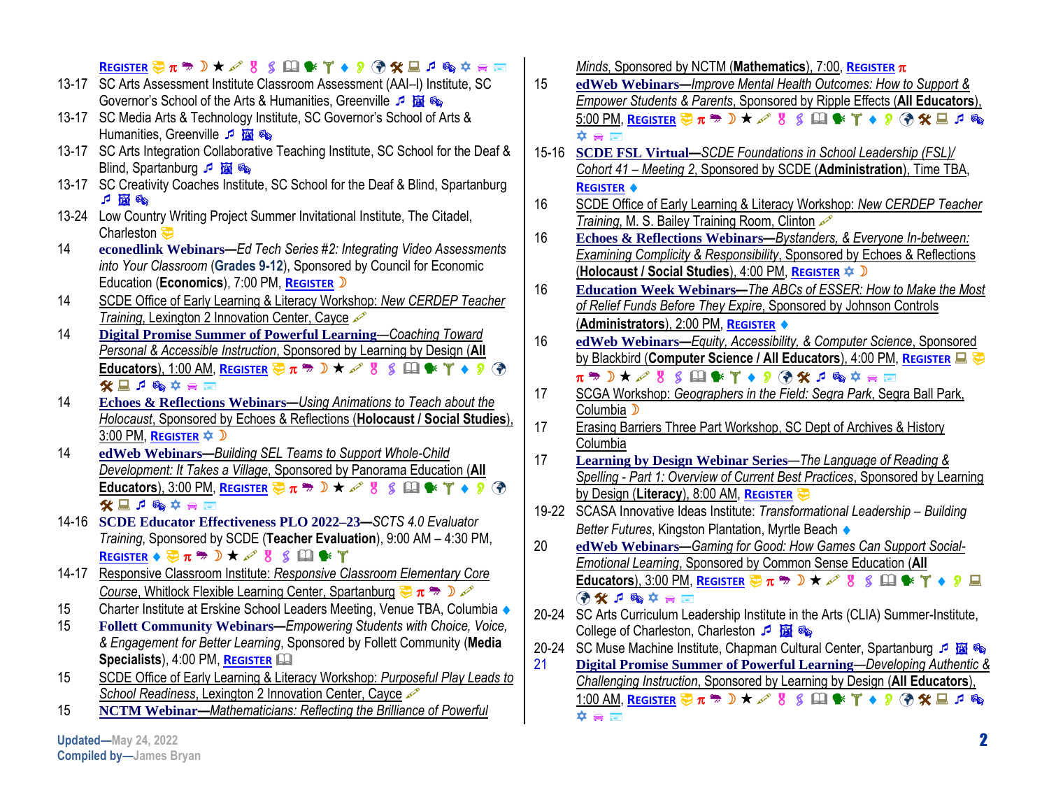REGISTER 😎 π ☂ ☽ ★ ✏ 🎗 § 📖 🗣 Y ♦ 🎐 🌍 🛠 💻 ♫ 🎭 ✡ 🚗 📰

13-17 SC Arts Assessment Institute Classroom Assessment (AAI–I) Institute, SC Governor's School of the Arts & Humanities, Greenville ♫ 🖼 🎭

13-17 SC Media Arts & Technology Institute, SC Governor's School of Arts & Humanities, Greenville ♫ 🖼 🎭

13-17 SC Arts Integration Collaborative Teaching Institute, SC School for the Deaf & Blind, Spartanburg ♫ 🖼 🎭

13-17 SC Creativity Coaches Institute, SC School for the Deaf & Blind, Spartanburg ♫ 🖼 🎭

13-24 Low Country Writing Project Summer Invitational Institute, The Citadel, Charleston 😎

14 **econedlink Webinars—***Ed Tech Series #2: Integrating Video Assessments into Your Classroom* (**Grades 9-12**), Sponsored by Council for Economic Education (**Economics**), 7:00 PM, REGISTER ☽

14 SCDE Office of Early Learning & Literacy Workshop: *New CERDEP Teacher Training*, Lexington 2 Innovation Center, Cayce ✏

14 **Digital Promise Summer of Powerful Learning—***Coaching Toward Personal & Accessible Instruction*, Sponsored by Learning by Design (**All Educators**), 1:00 AM, REGISTER 😎 π ☂ ☽ ★ ✏ 🎗 § 📖 🗣 Y ♦ 🎐 🌍 🛠 💻 ♫ 🎭 ✡ 🚗 📰

14 **Echoes & Reflections Webinars—***Using Animations to Teach about the Holocaust*, Sponsored by Echoes & Reflections (**Holocaust / Social Studies**), 3:00 PM, REGISTER ✡ ☽

14 **edWeb Webinars—***Building SEL Teams to Support Whole-Child Development: It Takes a Village*, Sponsored by Panorama Education (**All Educators**), 3:00 PM, REGISTER 😎 π ☂ ☽ ★ ✏ 🎗 § 📖 🗣 Y ♦ 🎐 🌍 🛠 💻 ♫ 🎭 ✡ 🚗 📰

14-16 **SCDE Educator Effectiveness PLO 2022–23—***SCTS 4.0 Evaluator Training*, Sponsored by SCDE (**Teacher Evaluation**), 9:00 AM – 4:30 PM, REGISTER ♦ 😎 π ☂ ☽ ★ ✏ 🎗 § 📖 🗣 Y

14-17 Responsive Classroom Institute: *Responsive Classroom Elementary Core Course*, Whitlock Flexible Learning Center, Spartanburg 😎 π ☂ ☽ ✏

15 Charter Institute at Erskine School Leaders Meeting, Venue TBA, Columbia ♦

15 **Follett Community Webinars—***Empowering Students with Choice, Voice, & Engagement for Better Learning*, Sponsored by Follett Community (**Media Specialists**), 4:00 PM, REGISTER 📖

15 SCDE Office of Early Learning & Literacy Workshop: *Purposeful Play Leads to School Readiness*, Lexington 2 Innovation Center, Cayce ✏

15 **NCTM Webinar—***Mathematicians: Reflecting the Brilliance of Powerful Minds*, Sponsored by NCTM (**Mathematics**), 7:00, REGISTER π

15 **edWeb Webinars—***Improve Mental Health Outcomes: How to Support & Empower Students & Parents*, Sponsored by Ripple Effects (**All Educators**), 5:00 PM, REGISTER 😎 π ☂ ☽ ★ ✏ 🎗 § 📖 🗣 Y ♦ 🎐 🌍 🛠 💻 ♫ 🎭 ✡ 🚗 📰

15-16 **SCDE FSL Virtual—***SCDE Foundations in School Leadership (FSL)/ Cohort 41 – Meeting 2*, Sponsored by SCDE (**Administration**), Time TBA, REGISTER ♦

16 SCDE Office of Early Learning & Literacy Workshop: *New CERDEP Teacher Training*, M. S. Bailey Training Room, Clinton ✏

16 **Echoes & Reflections Webinars—***Bystanders, & Everyone In-between: Examining Complicity & Responsibility*, Sponsored by Echoes & Reflections (**Holocaust / Social Studies**), 4:00 PM, REGISTER ✡ ☽

16 **Education Week Webinars—***The ABCs of ESSER: How to Make the Most of Relief Funds Before They Expire*, Sponsored by Johnson Controls (**Administrators**), 2:00 PM, REGISTER ♦

16 **edWeb Webinars—***Equity, Accessibility, & Computer Science*, Sponsored by Blackbird (**Computer Science / All Educators**), 4:00 PM, REGISTER 💻 😎 π ☂ ☽ ★ ✏ 🎗 § 📖 🗣 Y ♦ 🎐 🌍 🛠 ♫ 🎭 ✡ 🚗 📰

17 SCGA Workshop: *Geographers in the Field: Segra Park*, Segra Ball Park, Columbia ☽

17 Erasing Barriers Three Part Workshop, SC Dept of Archives & History Columbia

17 **Learning by Design Webinar Series—***The Language of Reading & Spelling - Part 1: Overview of Current Best Practices*, Sponsored by Learning by Design (**Literacy**), 8:00 AM, REGISTER 😎

19-22 SCASA Innovative Ideas Institute: *Transformational Leadership – Building Better Futures*, Kingston Plantation, Myrtle Beach ♦

20 **edWeb Webinars—***Gaming for Good: How Games Can Support Social-Emotional Learning*, Sponsored by Common Sense Education (**All Educators**), 3:00 PM, REGISTER 😎 π ☂ ☽ ★ ✏ 🎗 § 📖 🗣 Y ♦ 🎐 💻 🌍 🛠 ♫ 🎭 ✡ 🚗 📰

20-24 SC Arts Curriculum Leadership Institute in the Arts (CLIA) Summer-Institute, College of Charleston, Charleston ♫ 🖼 🎭

20-24 SC Muse Machine Institute, Chapman Cultural Center, Spartanburg ♫ 🖼 🎭

21 **Digital Promise Summer of Powerful Learning—***Developing Authentic & Challenging Instruction*, Sponsored by Learning by Design (**All Educators**), 1:00 AM, REGISTER 😎 π ☂ ☽ ★ ✏ 🎗 § 📖 🗣 Y ♦ 🎐 🌍 🛠 💻 ♫ 🎭 ✡ 🚗 📰

**Updated—**May 24, 2022
**Compiled by—**James Bryan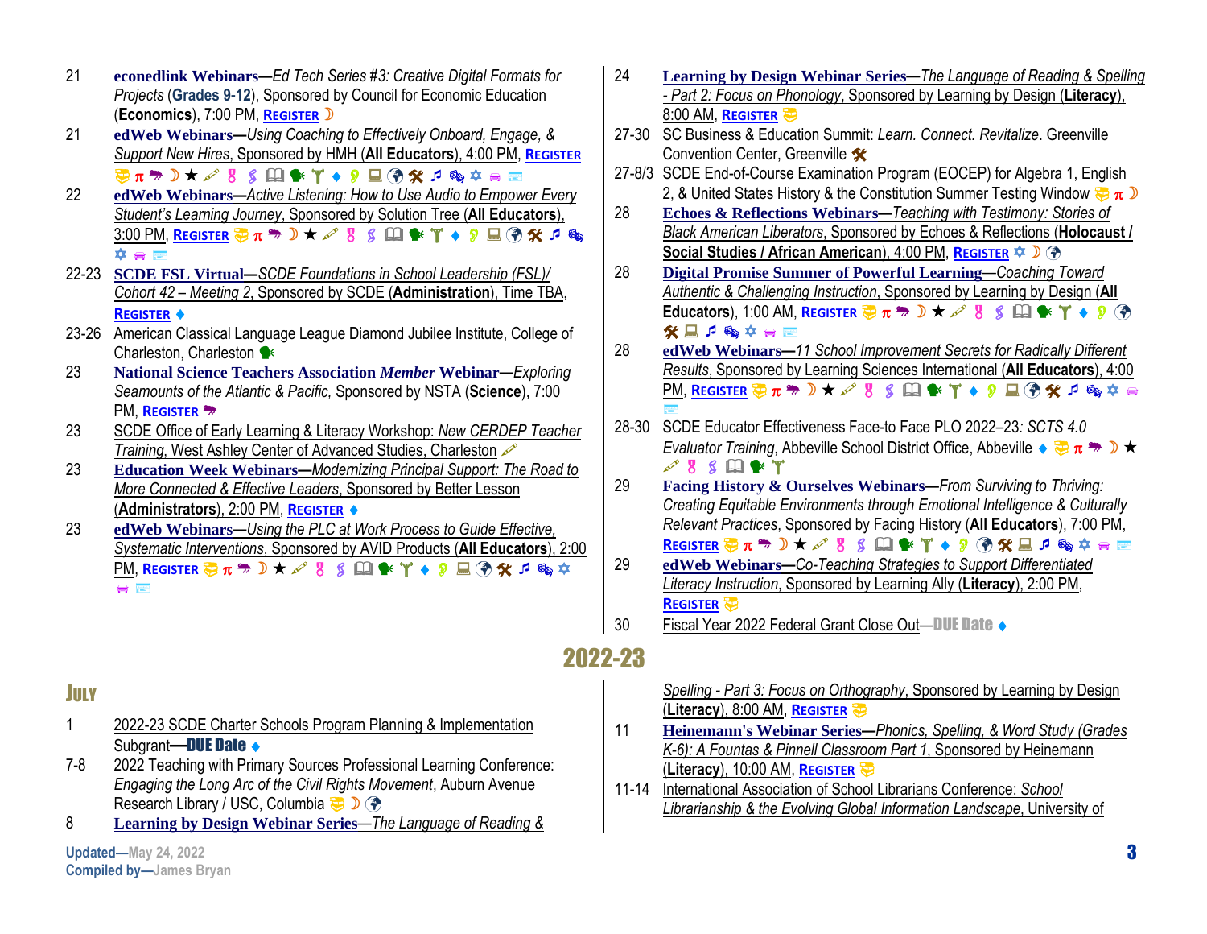21 **econedlink Webinars—***Ed Tech Series #3: Creative Digital Formats for Projects* (**Grades 9-12**), Sponsored by Council for Economic Education (**Economics**), 7:00 PM, **REGISTER** ☽

21 **edWeb Webinars—***Using Coaching to Effectively Onboard, Engage, & Support New Hires*, Sponsored by HMH (**All Educators**), 4:00 PM, **REGISTER** π ☽ ★

22 **edWeb Webinars—***Active Listening: How to Use Audio to Empower Every Student's Learning Journey*, Sponsored by Solution Tree (**All Educators**), 3:00 PM, **REGISTER** π ☽ ★ ♦ ♫

22-23 **SCDE FSL Virtual—***SCDE Foundations in School Leadership (FSL)/ Cohort 42 – Meeting 2*, Sponsored by SCDE (**Administration**), Time TBA, **REGISTER** ♦

23-26 American Classical Language League Diamond Jubilee Institute, College of Charleston, Charleston

23 **National Science Teachers Association *Member* Webinar—***Exploring Seamounts of the Atlantic & Pacific,* Sponsored by NSTA (**Science**), 7:00 PM, **REGISTER**

23 SCDE Office of Early Learning & Literacy Workshop: *New CERDEP Teacher Training*, West Ashley Center of Advanced Studies, Charleston

23 **Education Week Webinars—***Modernizing Principal Support: The Road to More Connected & Effective Leaders*, Sponsored by Better Lesson (**Administrators**), 2:00 PM, **REGISTER** ♦

23 **edWeb Webinars—***Using the PLC at Work Process to Guide Effective, Systematic Interventions*, Sponsored by AVID Products (**All Educators**), 2:00 PM, **REGISTER** π ☽ ★ ♦ ♫

24 **Learning by Design Webinar Series**—*The Language of Reading & Spelling - Part 2: Focus on Phonology*, Sponsored by Learning by Design (**Literacy**), 8:00 AM, **REGISTER**

27-30 SC Business & Education Summit: *Learn. Connect. Revitalize*. Greenville Convention Center, Greenville

27-8/3 SCDE End-of-Course Examination Program (EOCEP) for Algebra 1, English 2, & United States History & the Constitution Summer Testing Window π ☽

28 **Echoes & Reflections Webinars—***Teaching with Testimony: Stories of Black American Liberators*, Sponsored by Echoes & Reflections (**Holocaust / Social Studies / African American**), 4:00 PM, **REGISTER** ☽

28 **Digital Promise Summer of Powerful Learning**—*Coaching Toward Authentic & Challenging Instruction*, Sponsored by Learning by Design (**All Educators**), 1:00 AM, **REGISTER** π ☽ ★ ♦ ♫

28 **edWeb Webinars—***11 School Improvement Secrets for Radically Different Results*, Sponsored by Learning Sciences International (**All Educators**), 4:00 PM, **REGISTER** π ☽ ★ ♦ ♫

28-30 SCDE Educator Effectiveness Face-to Face PLO 2022–23*: SCTS 4.0 Evaluator Training*, Abbeville School District Office, Abbeville ♦ π ☽ ★

29 **Facing History & Ourselves Webinars—***From Surviving to Thriving: Creating Equitable Environments through Emotional Intelligence & Culturally Relevant Practices*, Sponsored by Facing History (**All Educators**), 7:00 PM, **REGISTER** π ☽ ★ ♦ ♫

29 **edWeb Webinars—***Co-Teaching Strategies to Support Differentiated Literacy Instruction*, Sponsored by Learning Ally (**Literacy**), 2:00 PM, **REGISTER**

30 Fiscal Year 2022 Federal Grant Close Out—**DUE Date** ♦

# 2022-23

## JULY

1 2022-23 SCDE Charter Schools Program Planning & Implementation Subgrant—**DUE Date** ♦

7-8 2022 Teaching with Primary Sources Professional Learning Conference: *Engaging the Long Arc of the Civil Rights Movement*, Auburn Avenue Research Library / USC, Columbia ☽

8 **Learning by Design Webinar Series**—*The Language of Reading & Spelling - Part 3: Focus on Orthography*, Sponsored by Learning by Design (**Literacy**), 8:00 AM, **REGISTER**

11 **Heinemann's Webinar Series—***Phonics, Spelling, & Word Study (Grades K-6): A Fountas & Pinnell Classroom Part 1*, Sponsored by Heinemann (**Literacy**), 10:00 AM, **REGISTER**

11-14 International Association of School Librarians Conference: *School Librarianship & the Evolving Global Information Landscape*, University of

Updated—May 24, 2022
Compiled by—James Bryan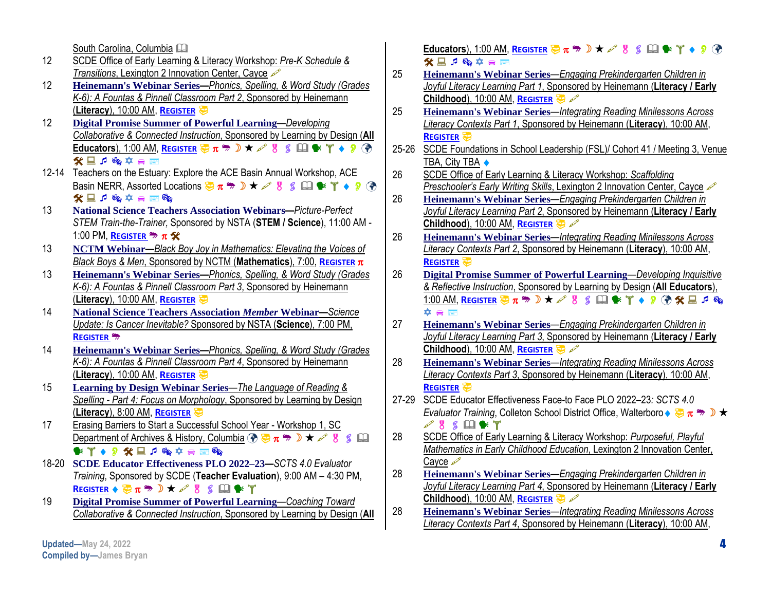South Carolina, Columbia 📖

12 SCDE Office of Early Learning & Literacy Workshop: *Pre-K Schedule & Transitions*, Lexington 2 Innovation Center, Cayce

12 **Heinemann's Webinar Series**—*Phonics, Spelling, & Word Study (Grades K-6): A Fountas & Pinnell Classroom Part 2*, Sponsored by Heinemann (**Literacy**), 10:00 AM, REGISTER

12 **Digital Promise Summer of Powerful Learning**—*Developing Collaborative & Connected Instruction*, Sponsored by Learning by Design (**All Educators**), 1:00 AM, REGISTER π ★ 📖 ♦

12-14 Teachers on the Estuary: Explore the ACE Basin Annual Workshop, ACE Basin NERR, Assorted Locations π ★ 📖 ♦

13 **National Science Teachers Association Webinars**—*Picture-Perfect STEM Train-the-Trainer*, Sponsored by NSTA (**STEM / Science**), 11:00 AM - 1:00 PM, REGISTER π

13 **NCTM Webinar**—*Black Boy Joy in Mathematics: Elevating the Voices of Black Boys & Men*, Sponsored by NCTM (**Mathematics**), 7:00, REGISTER π

13 **Heinemann's Webinar Series**—*Phonics, Spelling, & Word Study (Grades K-6): A Fountas & Pinnell Classroom Part 3*, Sponsored by Heinemann (**Literacy**), 10:00 AM, REGISTER

14 **National Science Teachers Association *Member* Webinar**—*Science Update: Is Cancer Inevitable?* Sponsored by NSTA (**Science**), 7:00 PM, REGISTER

14 **Heinemann's Webinar Series**—*Phonics, Spelling, & Word Study (Grades K-6): A Fountas & Pinnell Classroom Part 4*, Sponsored by Heinemann (**Literacy**), 10:00 AM, REGISTER

15 **Learning by Design Webinar Series**—*The Language of Reading & Spelling - Part 4: Focus on Morphology*, Sponsored by Learning by Design (**Literacy**), 8:00 AM, REGISTER

17 Erasing Barriers to Start a Successful School Year - Workshop 1, SC Department of Archives & History, Columbia π ★ 📖 ♦

18-20 **SCDE Educator Effectiveness PLO 2022–23**—*SCTS 4.0 Evaluator Training*, Sponsored by SCDE (**Teacher Evaluation**), 9:00 AM – 4:30 PM, REGISTER ♦ π ★ 📖

19 **Digital Promise Summer of Powerful Learning**—*Coaching Toward Collaborative & Connected Instruction*, Sponsored by Learning by Design (**All Educators**), 1:00 AM, REGISTER π ★ 📖 ♦

25 **Heinemann's Webinar Series**—*Engaging Prekindergarten Children in Joyful Literacy Learning Part 1*, Sponsored by Heinemann (**Literacy / Early Childhood**), 10:00 AM, REGISTER

25 **Heinemann's Webinar Series**—*Integrating Reading Minilessons Across Literacy Contexts Part 1*, Sponsored by Heinemann (**Literacy**), 10:00 AM, REGISTER

25-26 SCDE Foundations in School Leadership (FSL)/ Cohort 41 / Meeting 3, Venue TBA, City TBA ♦

26 SCDE Office of Early Learning & Literacy Workshop: *Scaffolding Preschooler's Early Writing Skills*, Lexington 2 Innovation Center, Cayce

26 **Heinemann's Webinar Series**—*Engaging Prekindergarten Children in Joyful Literacy Learning Part 2*, Sponsored by Heinemann (**Literacy / Early Childhood**), 10:00 AM, REGISTER

26 **Heinemann's Webinar Series**—*Integrating Reading Minilessons Across Literacy Contexts Part 2*, Sponsored by Heinemann (**Literacy**), 10:00 AM, REGISTER

26 **Digital Promise Summer of Powerful Learning**—*Developing Inquisitive & Reflective Instruction*, Sponsored by Learning by Design (**All Educators**), 1:00 AM, REGISTER π ★ 📖 ♦

27 **Heinemann's Webinar Series**—*Engaging Prekindergarten Children in Joyful Literacy Learning Part 3*, Sponsored by Heinemann (**Literacy / Early Childhood**), 10:00 AM, REGISTER

28 **Heinemann's Webinar Series**—*Integrating Reading Minilessons Across Literacy Contexts Part 3*, Sponsored by Heinemann (**Literacy**), 10:00 AM, REGISTER

27-29 SCDE Educator Effectiveness Face-to Face PLO 2022–23: *SCTS 4.0 Evaluator Training*, Colleton School District Office, Walterboro ♦ π ★ 📖

28 SCDE Office of Early Learning & Literacy Workshop: *Purposeful, Playful Mathematics in Early Childhood Education*, Lexington 2 Innovation Center, Cayce

28 **Heinemann's Webinar Series**—*Engaging Prekindergarten Children in Joyful Literacy Learning Part 4*, Sponsored by Heinemann (**Literacy / Early Childhood**), 10:00 AM, REGISTER

28 **Heinemann's Webinar Series**—*Integrating Reading Minilessons Across Literacy Contexts Part 4*, Sponsored by Heinemann (**Literacy**), 10:00 AM,

**Updated**—May 24, 2022
**Compiled by**—James Bryan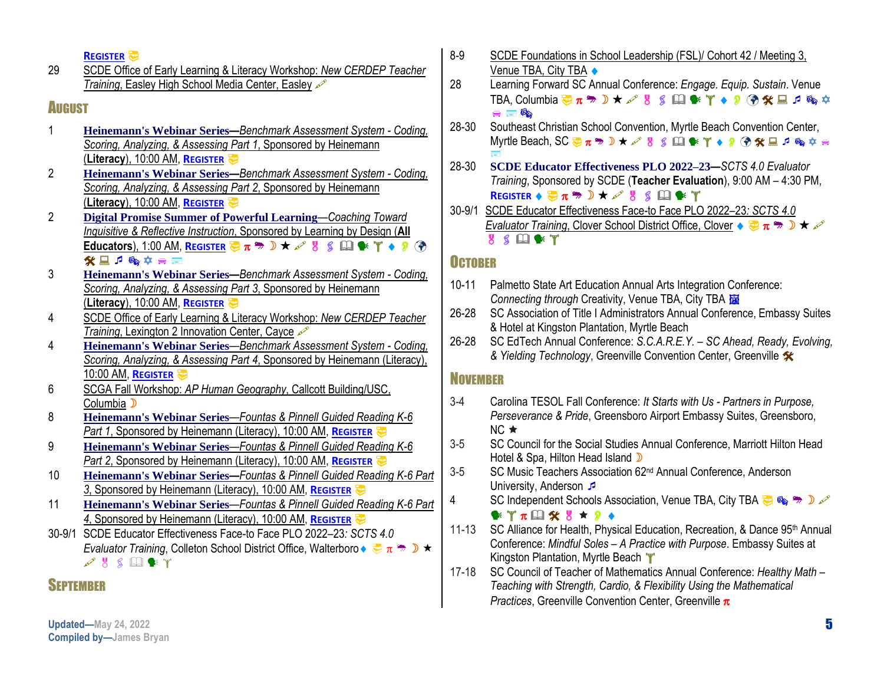REGISTER

29 SCDE Office of Early Learning & Literacy Workshop: *New CERDEP Teacher Training*, Easley High School Media Center, Easley

## AUGUST

1 **Heinemann's Webinar Series**—*Benchmark Assessment System - Coding, Scoring, Analyzing, & Assessing Part 1*, Sponsored by Heinemann (**Literacy**), 10:00 AM, REGISTER

2 **Heinemann's Webinar Series**—*Benchmark Assessment System - Coding, Scoring, Analyzing, & Assessing Part 2*, Sponsored by Heinemann (**Literacy**), 10:00 AM, REGISTER

2 **Digital Promise Summer of Powerful Learning**—*Coaching Toward Inquisitive & Reflective Instruction*, Sponsored by Learning by Design (**All Educators**), 1:00 AM, REGISTER

3 **Heinemann's Webinar Series**—*Benchmark Assessment System - Coding, Scoring, Analyzing, & Assessing Part 3*, Sponsored by Heinemann (**Literacy**), 10:00 AM, REGISTER

4 SCDE Office of Early Learning & Literacy Workshop: *New CERDEP Teacher Training*, Lexington 2 Innovation Center, Cayce

4 **Heinemann's Webinar Series**—*Benchmark Assessment System - Coding, Scoring, Analyzing, & Assessing Part 4*, Sponsored by Heinemann (Literacy), 10:00 AM, REGISTER

6 SCGA Fall Workshop: *AP Human Geography*, Callcott Building/USC, Columbia

8 **Heinemann's Webinar Series**—*Fountas & Pinnell Guided Reading K-6 Part 1*, Sponsored by Heinemann (Literacy), 10:00 AM, REGISTER

9 **Heinemann's Webinar Series**—*Fountas & Pinnell Guided Reading K-6 Part 2*, Sponsored by Heinemann (Literacy), 10:00 AM, REGISTER

10 **Heinemann's Webinar Series**—*Fountas & Pinnell Guided Reading K-6 Part 3*, Sponsored by Heinemann (Literacy), 10:00 AM, REGISTER

11 **Heinemann's Webinar Series**—*Fountas & Pinnell Guided Reading K-6 Part 4*, Sponsored by Heinemann (Literacy), 10:00 AM, REGISTER

30-9/1 SCDE Educator Effectiveness Face-to Face PLO 2022–23: *SCTS 4.0 Evaluator Training*, Colleton School District Office, Walterboro ♦ π ☽ ★

## SEPTEMBER

8-9 SCDE Foundations in School Leadership (FSL)/ Cohort 42 / Meeting 3, Venue TBA, City TBA ♦

28 Learning Forward SC Annual Conference: *Engage. Equip. Sustain*. Venue TBA, Columbia π ☽ ★ ♦

28-30 Southeast Christian School Convention, Myrtle Beach Convention Center, Myrtle Beach, SC π ☽ ★ ♦

28-30 **SCDE Educator Effectiveness PLO 2022–23**—*SCTS 4.0 Evaluator Training*, Sponsored by SCDE (**Teacher Evaluation**), 9:00 AM – 4:30 PM, REGISTER ♦ π ☽ ★

30-9/1 SCDE Educator Effectiveness Face-to Face PLO 2022–23: *SCTS 4.0 Evaluator Training*, Clover School District Office, Clover ♦ π ☽ ★

## OCTOBER

10-11 Palmetto State Art Education Annual Arts Integration Conference: *Connecting through* Creativity, Venue TBA, City TBA

26-28 SC Association of Title I Administrators Annual Conference, Embassy Suites & Hotel at Kingston Plantation, Myrtle Beach

26-28 SC EdTech Annual Conference: *S.C.A.R.E.Y. – SC Ahead, Ready, Evolving, & Yielding Technology*, Greenville Convention Center, Greenville

## NOVEMBER

3-4 Carolina TESOL Fall Conference: *It Starts with Us - Partners in Purpose, Perseverance & Pride*, Greensboro Airport Embassy Suites, Greensboro, NC ★

3-5 SC Council for the Social Studies Annual Conference, Marriott Hilton Head Hotel & Spa, Hilton Head Island ☽

3-5 SC Music Teachers Association 62nd Annual Conference, Anderson University, Anderson ♬

4 SC Independent Schools Association, Venue TBA, City TBA ☽ π ★ ♦

11-13 SC Alliance for Health, Physical Education, Recreation, & Dance 95th Annual Conference: *Mindful Soles – A Practice with Purpose*. Embassy Suites at Kingston Plantation, Myrtle Beach

17-18 SC Council of Teacher of Mathematics Annual Conference: *Healthy Math – Teaching with Strength, Cardio, & Flexibility Using the Mathematical Practices*, Greenville Convention Center, Greenville π

**Updated**—May 24, 2022
**Compiled by**—James Bryan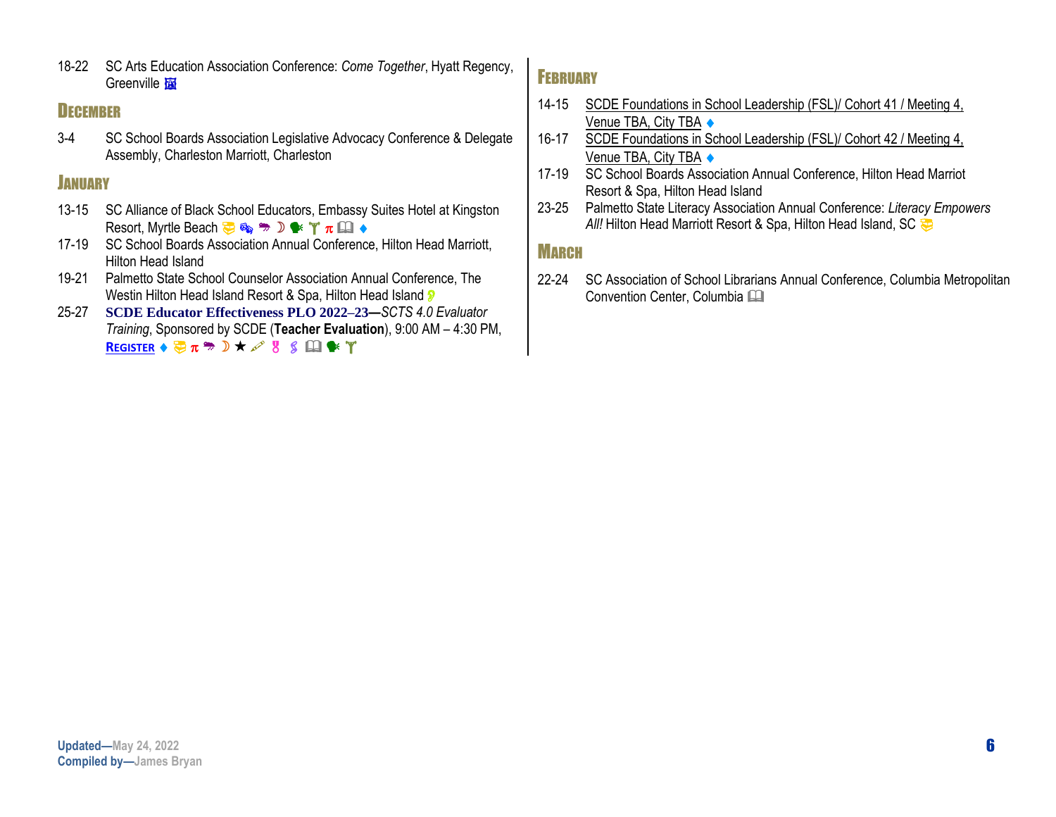18-22 SC Arts Education Association Conference: *Come Together*, Hyatt Regency, Greenville

## December

3-4 SC School Boards Association Legislative Advocacy Conference & Delegate Assembly, Charleston Marriott, Charleston

## January

13-15 SC Alliance of Black School Educators, Embassy Suites Hotel at Kingston Resort, Myrtle Beach ☽ π ♦

17-19 SC School Boards Association Annual Conference, Hilton Head Marriott, Hilton Head Island

19-21 Palmetto State School Counselor Association Annual Conference, The Westin Hilton Head Island Resort & Spa, Hilton Head Island

25-27 **SCDE Educator Effectiveness PLO 2022–23—***SCTS 4.0 Evaluator Training*, Sponsored by SCDE (**Teacher Evaluation**), 9:00 AM – 4:30 PM, **REGISTER** ♦ π ☽ ★

## February

14-15 SCDE Foundations in School Leadership (FSL)/ Cohort 41 / Meeting 4, Venue TBA, City TBA ♦

16-17 SCDE Foundations in School Leadership (FSL)/ Cohort 42 / Meeting 4, Venue TBA, City TBA ♦

17-19 SC School Boards Association Annual Conference, Hilton Head Marriot Resort & Spa, Hilton Head Island

23-25 Palmetto State Literacy Association Annual Conference: *Literacy Empowers All!* Hilton Head Marriott Resort & Spa, Hilton Head Island, SC

## March

22-24 SC Association of School Librarians Annual Conference, Columbia Metropolitan Convention Center, Columbia

**Updated—**May 24, 2022
**Compiled by—**James Bryan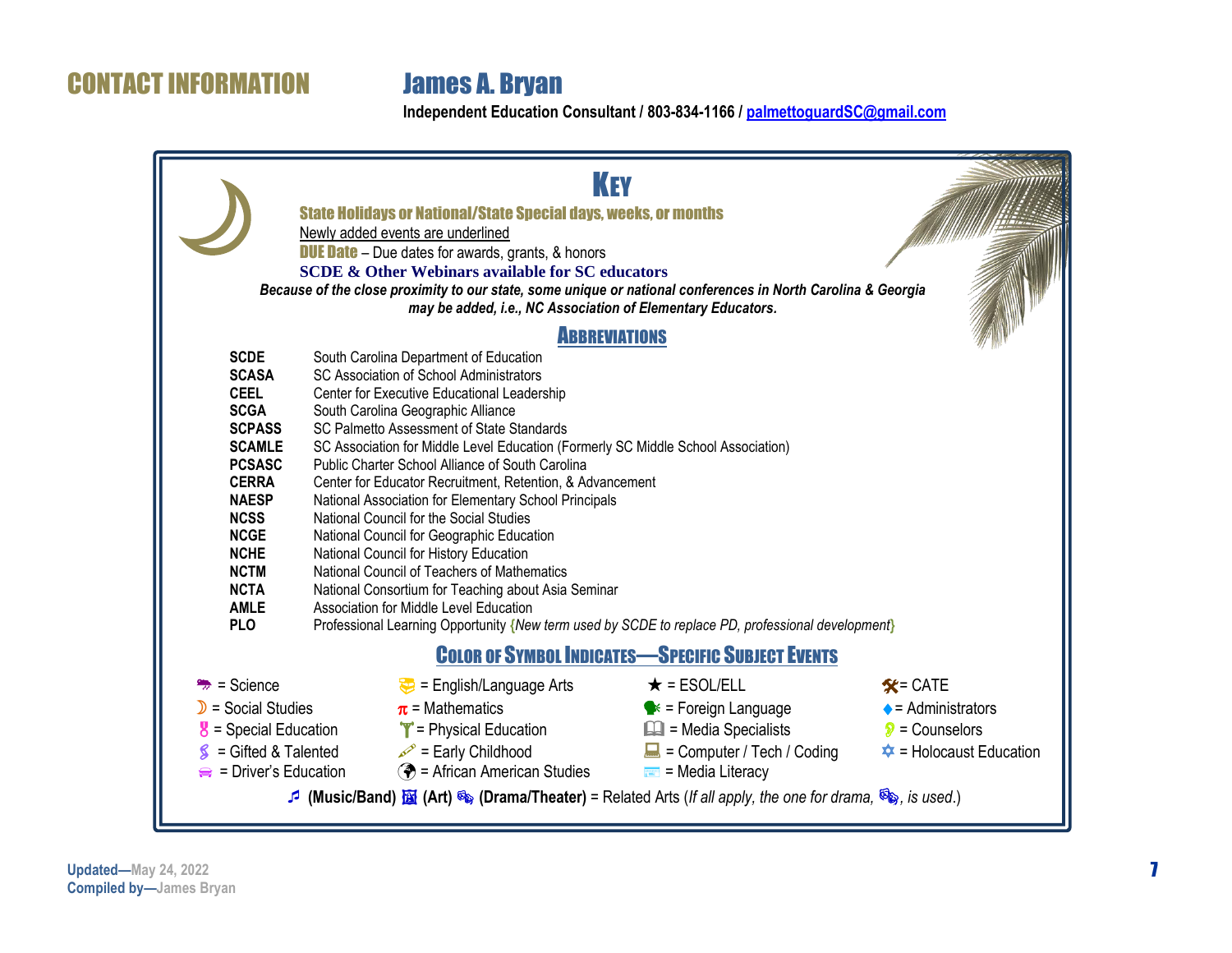# CONTACT INFORMATION

## James A. Bryan

**Independent Education Consultant / 803-834-1166 / palmettoguardSC@gmail.com**

# KEY

**State Holidays or National/State Special days, weeks, or months**

Newly added events are underlined

**DUE Date** – Due dates for awards, grants, & honors

**SCDE & Other Webinars available for SC educators**

***Because of the close proximity to our state, some unique or national conferences in North Carolina & Georgia may be added, i.e., NC Association of Elementary Educators.***

## ABBREVIATIONS

| | |
|---|---|
| **SCDE** | South Carolina Department of Education |
| **SCASA** | SC Association of School Administrators |
| **CEEL** | Center for Executive Educational Leadership |
| **SCGA** | South Carolina Geographic Alliance |
| **SCPASS** | SC Palmetto Assessment of State Standards |
| **SCAMLE** | SC Association for Middle Level Education (Formerly SC Middle School Association) |
| **PCSASC** | Public Charter School Alliance of South Carolina |
| **CERRA** | Center for Educator Recruitment, Retention, & Advancement |
| **NAESP** | National Association for Elementary School Principals |
| **NCSS** | National Council for the Social Studies |
| **NCGE** | National Council for Geographic Education |
| **NCHE** | National Council for History Education |
| **NCTM** | National Council of Teachers of Mathematics |
| **NCTA** | National Consortium for Teaching about Asia Seminar |
| **AMLE** | Association for Middle Level Education |
| **PLO** | Professional Learning Opportunity {*New term used by SCDE to replace PD, professional development*} |

## COLOR OF SYMBOL INDICATES—SPECIFIC SUBJECT EVENTS

| | | | |
|---|---|---|---|
| = Science | = English/Language Arts | ★ = ESOL/ELL | = CATE |
| ☽ = Social Studies | π = Mathematics | = Foreign Language | ♦ = Administrators |
| = Special Education | = Physical Education | = Media Specialists | = Counselors |
| = Gifted & Talented | = Early Childhood | = Computer / Tech / Coding | = Holocaust Education |
| = Driver's Education | = African American Studies | = Media Literacy | |

♬ **(Music/Band)** **(Art)** **(Drama/Theater)** = Related Arts (*If all apply, the one for drama,* , *is used.*)

**Updated—**May 24, 2022
**Compiled by—**James Bryan